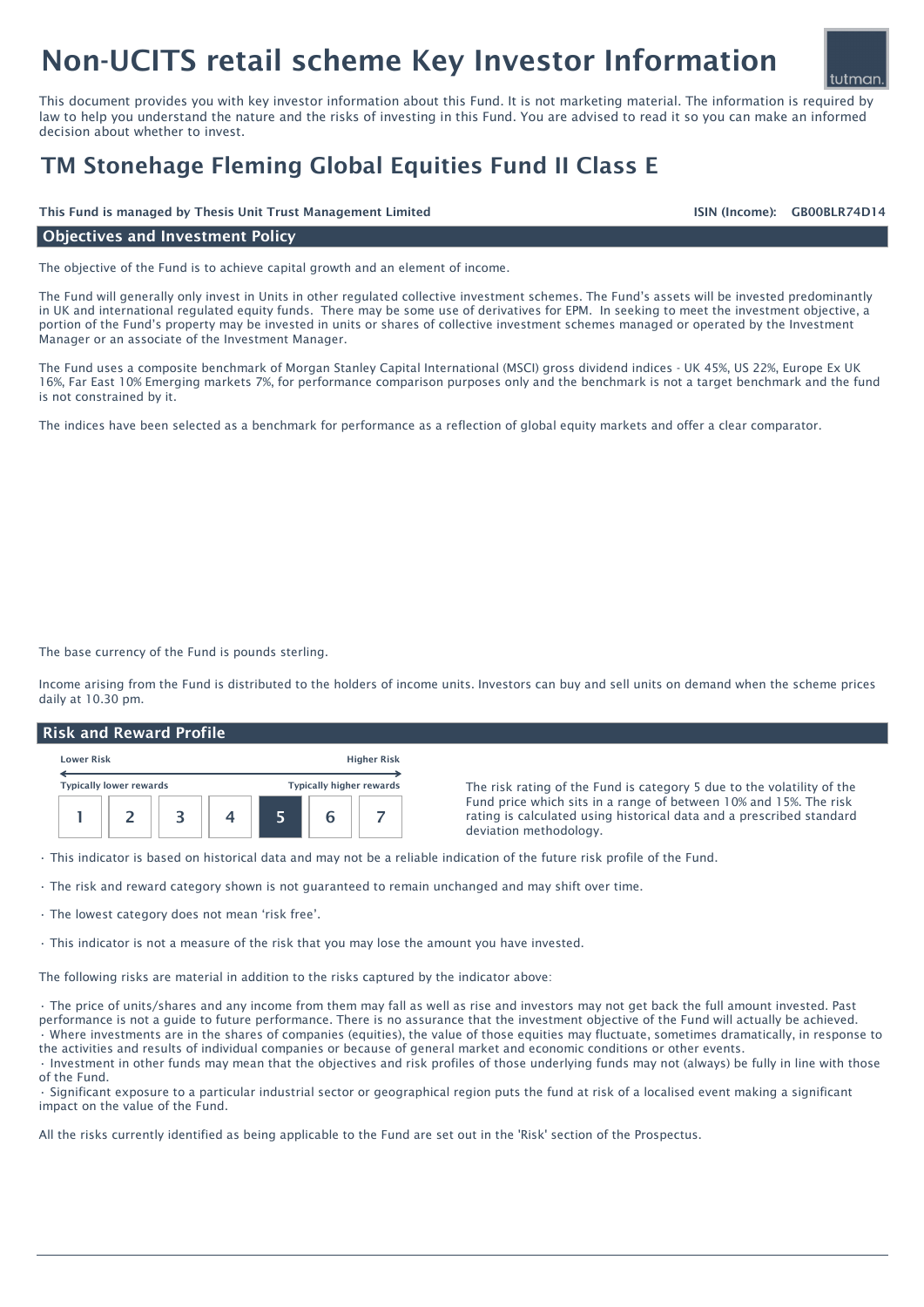# Non-UCITS retail scheme Key Investor Information

This document provides you with key investor information about this Fund. It is not marketing material. The information is required by law to help you understand the nature and the risks of investing in this Fund. You are advised to read it so you can make an informed decision about whether to invest.

## TM Stonehage Fleming Global Equities Fund II Class E

**This Fund is managed by Thesis Unit Trust Management Limited** **ISIN (Income): GB00BLR74D14**

### Objectives and Investment Policy

The objective of the Fund is to achieve capital growth and an element of income.

The Fund will generally only invest in Units in other regulated collective investment schemes. The Fund's assets will be invested predominantly in UK and international regulated equity funds. There may be some use of derivatives for EPM. In seeking to meet the investment objective, a portion of the Fund's property may be invested in units or shares of collective investment schemes managed or operated by the Investment Manager or an associate of the Investment Manager.

The Fund uses a composite benchmark of Morgan Stanley Capital International (MSCI) gross dividend indices - UK 45%, US 22%, Europe Ex UK 16%, Far East 10% Emerging markets 7%, for performance comparison purposes only and the benchmark is not a target benchmark and the fund is not constrained by it.

The indices have been selected as a benchmark for performance as a reflection of global equity markets and offer a clear comparator.

The base currency of the Fund is pounds sterling.

Income arising from the Fund is distributed to the holders of income units. Investors can buy and sell units on demand when the scheme prices daily at 10.30 pm.

### Risk and Reward Profile

| Lower Risk | | | | | | Higher Risk |
|---|---|---|---|---|---|---|
| Typically lower rewards | | | | | | Typically higher rewards |
| 1 | 2 | 3 | 4 | **5** | 6 | 7 |

The risk rating of the Fund is category 5 due to the volatility of the Fund price which sits in a range of between 10% and 15%. The risk rating is calculated using historical data and a prescribed standard deviation methodology.

- This indicator is based on historical data and may not be a reliable indication of the future risk profile of the Fund.
- The risk and reward category shown is not guaranteed to remain unchanged and may shift over time.
- The lowest category does not mean 'risk free'.
- This indicator is not a measure of the risk that you may lose the amount you have invested.

The following risks are material in addition to the risks captured by the indicator above:

- The price of units/shares and any income from them may fall as well as rise and investors may not get back the full amount invested. Past performance is not a guide to future performance. There is no assurance that the investment objective of the Fund will actually be achieved.
- Where investments are in the shares of companies (equities), the value of those equities may fluctuate, sometimes dramatically, in response to the activities and results of individual companies or because of general market and economic conditions or other events.
- Investment in other funds may mean that the objectives and risk profiles of those underlying funds may not (always) be fully in line with those of the Fund.
- Significant exposure to a particular industrial sector or geographical region puts the fund at risk of a localised event making a significant impact on the value of the Fund.

All the risks currently identified as being applicable to the Fund are set out in the 'Risk' section of the Prospectus.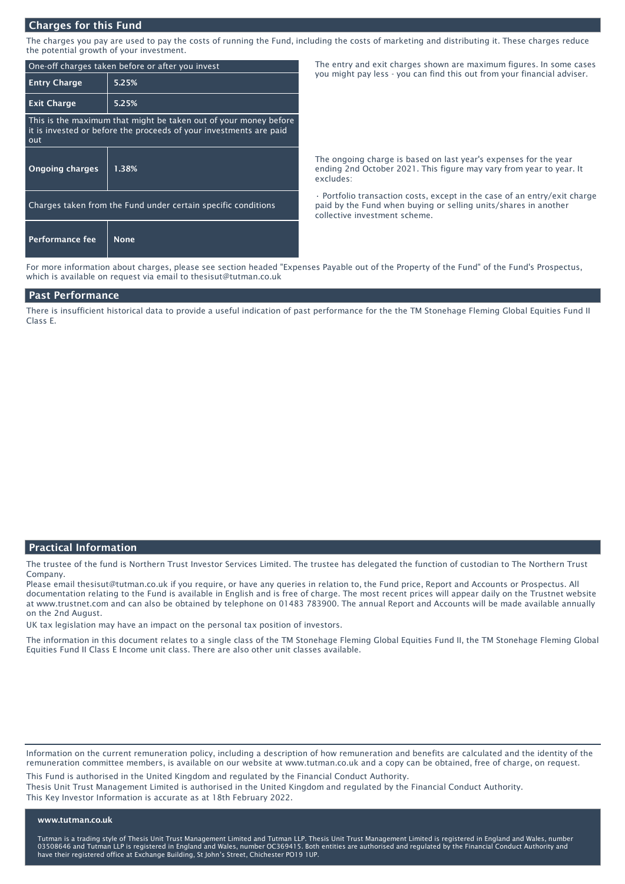## Charges for this Fund

The charges you pay are used to pay the costs of running the Fund, including the costs of marketing and distributing it. These charges reduce the potential growth of your investment.

| One-off charges taken before or after you invest | |
|---|---|
| **Entry Charge** | **5.25%** |
| **Exit Charge** | **5.25%** |
| This is the maximum that might be taken out of your money before it is invested or before the proceeds of your investments are paid out | |
| **Ongoing charges** | **1.38%** |
| Charges taken from the Fund under certain specific conditions | |
| **Performance fee** | **None** |

The entry and exit charges shown are maximum figures. In some cases you might pay less - you can find this out from your financial adviser.

The ongoing charge is based on last year's expenses for the year ending 2nd October 2021. This figure may vary from year to year. It excludes:

- Portfolio transaction costs, except in the case of an entry/exit charge paid by the Fund when buying or selling units/shares in another collective investment scheme.

For more information about charges, please see section headed "Expenses Payable out of the Property of the Fund" of the Fund's Prospectus, which is available on request via email to thesisut@tutman.co.uk

## Past Performance

There is insufficient historical data to provide a useful indication of past performance for the the TM Stonehage Fleming Global Equities Fund II Class E.

## Practical Information

The trustee of the fund is Northern Trust Investor Services Limited. The trustee has delegated the function of custodian to The Northern Trust Company.

Please email thesisut@tutman.co.uk if you require, or have any queries in relation to, the Fund price, Report and Accounts or Prospectus. All documentation relating to the Fund is available in English and is free of charge. The most recent prices will appear daily on the Trustnet website at www.trustnet.com and can also be obtained by telephone on 01483 783900. The annual Report and Accounts will be made available annually on the 2nd August.

UK tax legislation may have an impact on the personal tax position of investors.

The information in this document relates to a single class of the TM Stonehage Fleming Global Equities Fund II, the TM Stonehage Fleming Global Equities Fund II Class E Income unit class. There are also other unit classes available.

Information on the current remuneration policy, including a description of how remuneration and benefits are calculated and the identity of the remuneration committee members, is available on our website at www.tutman.co.uk and a copy can be obtained, free of charge, on request.

This Fund is authorised in the United Kingdom and regulated by the Financial Conduct Authority.

Thesis Unit Trust Management Limited is authorised in the United Kingdom and regulated by the Financial Conduct Authority.

This Key Investor Information is accurate as at 18th February 2022.

**www.tutman.co.uk**

Tutman is a trading style of Thesis Unit Trust Management Limited and Tutman LLP. Thesis Unit Trust Management Limited is registered in England and Wales, number 03508646 and Tutman LLP is registered in England and Wales, number OC369415. Both entities are authorised and regulated by the Financial Conduct Authority and have their registered office at Exchange Building, St John's Street, Chichester PO19 1UP.